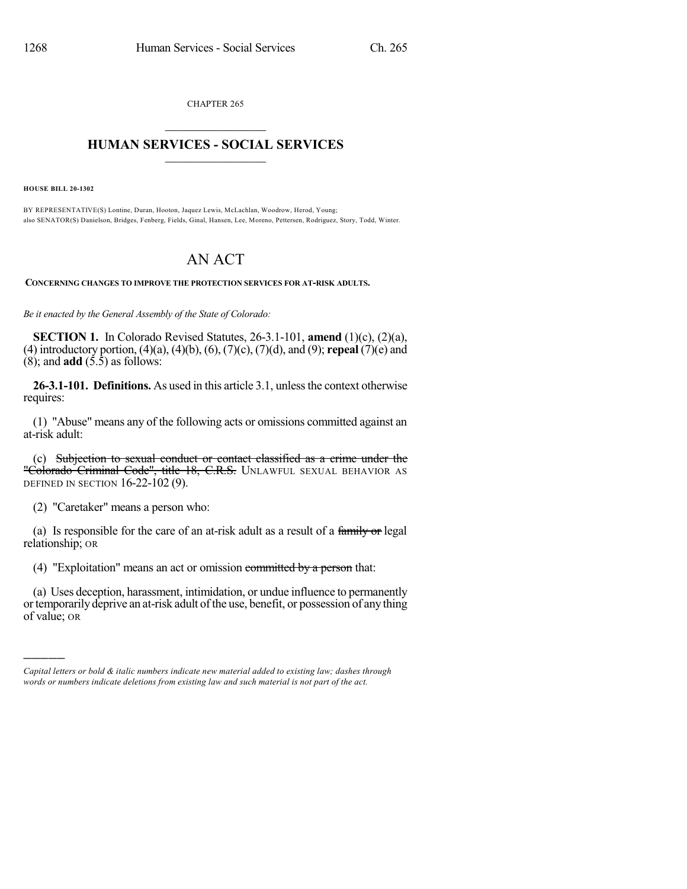CHAPTER 265

# HUMAN SERVICES - SOCIAL SERVICES

**HOUSE BILL 20-1302**

BY REPRESENTATIVE(S) Lontine, Duran, Hooton, Jaquez Lewis, McLachlan, Woodrow, Herod, Young; also SENATOR(S) Danielson, Bridges, Fenberg, Fields, Ginal, Hansen, Lee, Moreno, Pettersen, Rodriguez, Story, Todd, Winter.

# AN ACT

**CONCERNING CHANGES TO IMPROVE THE PROTECTION SERVICES FOR AT-RISK ADULTS.**

*Be it enacted by the General Assembly of the State of Colorado:*

**SECTION 1.** In Colorado Revised Statutes, 26-3.1-101, **amend** (1)(c), (2)(a), (4) introductory portion, (4)(a), (4)(b), (6), (7)(c), (7)(d), and (9); **repeal** (7)(e) and (8); and **add** (5.5) as follows:

**26-3.1-101. Definitions.** As used in this article 3.1, unless the context otherwise requires:

(1) "Abuse" means any of the following acts or omissions committed against an at-risk adult:

(c) ~~Subjection to sexual conduct or contact classified as a crime under the "Colorado Criminal Code", title 18, C.R.S.~~ UNLAWFUL SEXUAL BEHAVIOR AS DEFINED IN SECTION 16-22-102 (9).

(2) "Caretaker" means a person who:

(a) Is responsible for the care of an at-risk adult as a result of a ~~family or~~ legal relationship; OR

(4) "Exploitation" means an act or omission ~~committed by a person~~ that:

(a) Uses deception, harassment, intimidation, or undue influence to permanently or temporarily deprive an at-risk adult of the use, benefit, or possession of any thing of value; OR

---

*Capital letters or bold & italic numbers indicate new material added to existing law; dashes through words or numbers indicate deletions from existing law and such material is not part of the act.*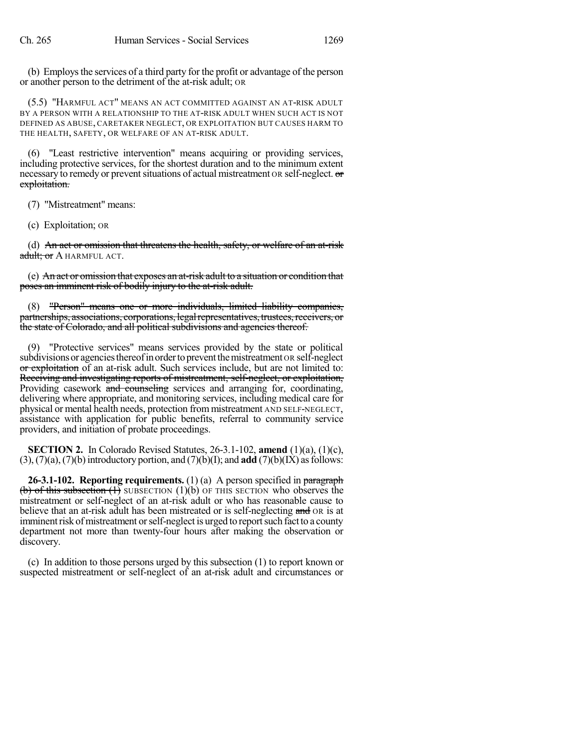(b) Employs the services of a third party for the profit or advantage of the person or another person to the detriment of the at-risk adult; OR

(5.5) "HARMFUL ACT" MEANS AN ACT COMMITTED AGAINST AN AT-RISK ADULT BY A PERSON WITH A RELATIONSHIP TO THE AT-RISK ADULT WHEN SUCH ACT IS NOT DEFINED AS ABUSE, CARETAKER NEGLECT, OR EXPLOITATION BUT CAUSES HARM TO THE HEALTH, SAFETY, OR WELFARE OF AN AT-RISK ADULT.

(6) "Least restrictive intervention" means acquiring or providing services, including protective services, for the shortest duration and to the minimum extent necessary to remedy or prevent situations of actual mistreatment OR self-neglect. ~~or exploitation.~~

(7) "Mistreatment" means:

(c) Exploitation; OR

(d) ~~An act or omission that threatens the health, safety, or welfare of an at-risk adult; or~~ A HARMFUL ACT.

(e) ~~An act or omission that exposes an at-risk adult to a situation or condition that poses an imminent risk of bodily injury to the at-risk adult.~~

(8) ~~"Person" means one or more individuals, limited liability companies, partnerships, associations, corporations, legal representatives, trustees, receivers, or the state of Colorado, and all political subdivisions and agencies thereof.~~

(9) "Protective services" means services provided by the state or political subdivisions or agencies thereof in order to prevent the mistreatment OR self-neglect ~~or exploitation~~ of an at-risk adult. Such services include, but are not limited to: ~~Receiving and investigating reports of mistreatment, self-neglect, or exploitation,~~ Providing casework ~~and counseling~~ services and arranging for, coordinating, delivering where appropriate, and monitoring services, including medical care for physical or mental health needs, protection from mistreatment AND SELF-NEGLECT, assistance with application for public benefits, referral to community service providers, and initiation of probate proceedings.

**SECTION 2.** In Colorado Revised Statutes, 26-3.1-102, **amend** (1)(a), (1)(c), (3), (7)(a), (7)(b) introductory portion, and (7)(b)(I); and **add** (7)(b)(IX) as follows:

**26-3.1-102. Reporting requirements.** (1) (a) A person specified in ~~paragraph (b) of this subsection (1)~~ SUBSECTION (1)(b) OF THIS SECTION who observes the mistreatment or self-neglect of an at-risk adult or who has reasonable cause to believe that an at-risk adult has been mistreated or is self-neglecting ~~and~~ OR is at imminent risk of mistreatment or self-neglect is urged to report such fact to a county department not more than twenty-four hours after making the observation or discovery.

(c) In addition to those persons urged by this subsection (1) to report known or suspected mistreatment or self-neglect of an at-risk adult and circumstances or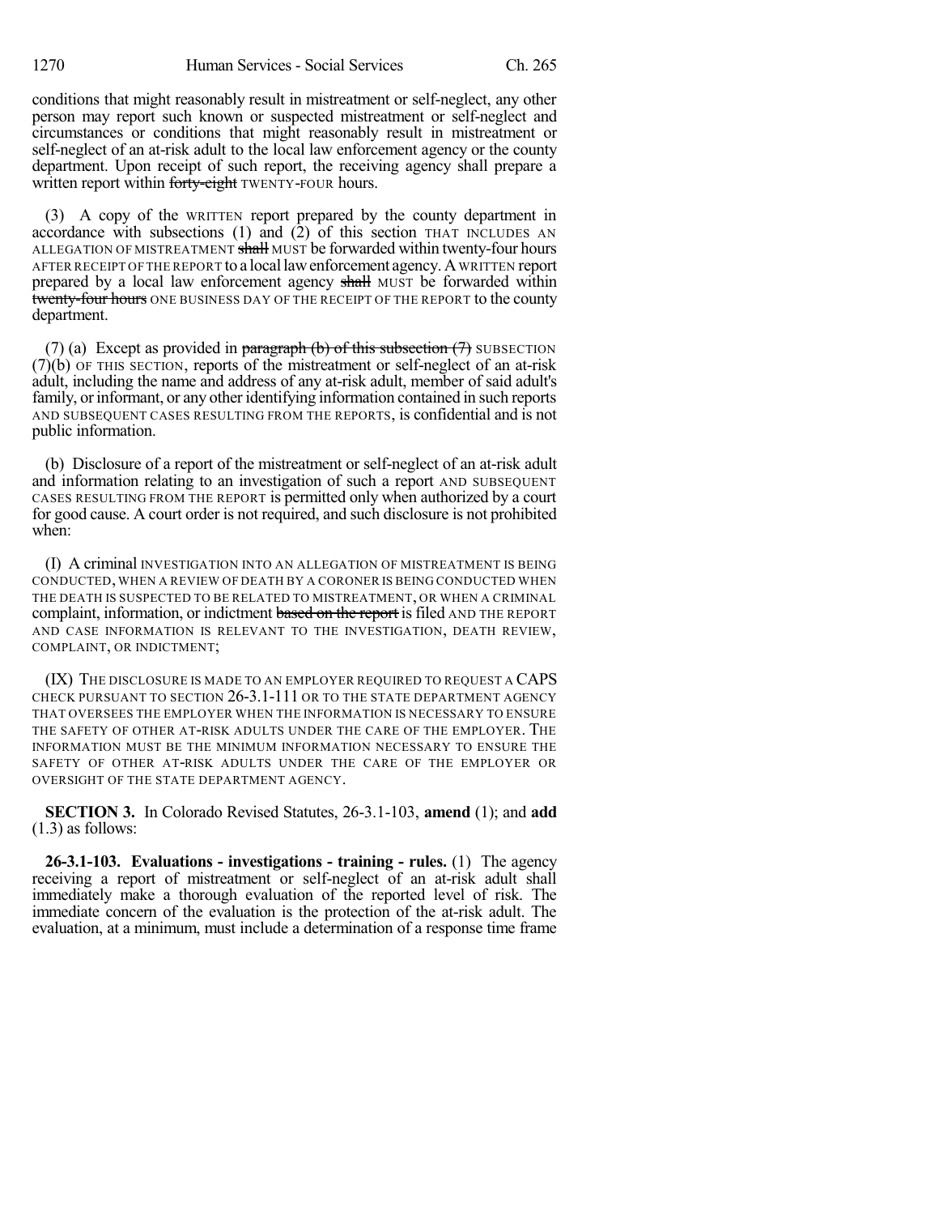conditions that might reasonably result in mistreatment or self-neglect, any other person may report such known or suspected mistreatment or self-neglect and circumstances or conditions that might reasonably result in mistreatment or self-neglect of an at-risk adult to the local law enforcement agency or the county department. Upon receipt of such report, the receiving agency shall prepare a written report within ~~forty-eight~~ TWENTY-FOUR hours.

(3) A copy of the WRITTEN report prepared by the county department in accordance with subsections (1) and (2) of this section THAT INCLUDES AN ALLEGATION OF MISTREATMENT ~~shall~~ MUST be forwarded within twenty-four hours AFTER RECEIPT OF THE REPORT to a local law enforcement agency. A WRITTEN report prepared by a local law enforcement agency ~~shall~~ MUST be forwarded within ~~twenty-four hours~~ ONE BUSINESS DAY OF THE RECEIPT OF THE REPORT to the county department.

(7) (a) Except as provided in ~~paragraph (b) of this subsection (7)~~ SUBSECTION (7)(b) OF THIS SECTION, reports of the mistreatment or self-neglect of an at-risk adult, including the name and address of any at-risk adult, member of said adult's family, or informant, or any other identifying information contained in such reports AND SUBSEQUENT CASES RESULTING FROM THE REPORTS, is confidential and is not public information.

(b) Disclosure of a report of the mistreatment or self-neglect of an at-risk adult and information relating to an investigation of such a report AND SUBSEQUENT CASES RESULTING FROM THE REPORT is permitted only when authorized by a court for good cause. A court order is not required, and such disclosure is not prohibited when:

(I) A criminal INVESTIGATION INTO AN ALLEGATION OF MISTREATMENT IS BEING CONDUCTED, WHEN A REVIEW OF DEATH BY A CORONER IS BEING CONDUCTED WHEN THE DEATH IS SUSPECTED TO BE RELATED TO MISTREATMENT, OR WHEN A CRIMINAL complaint, information, or indictment ~~based on the report~~ is filed AND THE REPORT AND CASE INFORMATION IS RELEVANT TO THE INVESTIGATION, DEATH REVIEW, COMPLAINT, OR INDICTMENT;

(IX) THE DISCLOSURE IS MADE TO AN EMPLOYER REQUIRED TO REQUEST A CAPS CHECK PURSUANT TO SECTION 26-3.1-111 OR TO THE STATE DEPARTMENT AGENCY THAT OVERSEES THE EMPLOYER WHEN THE INFORMATION IS NECESSARY TO ENSURE THE SAFETY OF OTHER AT-RISK ADULTS UNDER THE CARE OF THE EMPLOYER. THE INFORMATION MUST BE THE MINIMUM INFORMATION NECESSARY TO ENSURE THE SAFETY OF OTHER AT-RISK ADULTS UNDER THE CARE OF THE EMPLOYER OR OVERSIGHT OF THE STATE DEPARTMENT AGENCY.

**SECTION 3.** In Colorado Revised Statutes, 26-3.1-103, **amend** (1); and **add** (1.3) as follows:

**26-3.1-103. Evaluations - investigations - training - rules.** (1) The agency receiving a report of mistreatment or self-neglect of an at-risk adult shall immediately make a thorough evaluation of the reported level of risk. The immediate concern of the evaluation is the protection of the at-risk adult. The evaluation, at a minimum, must include a determination of a response time frame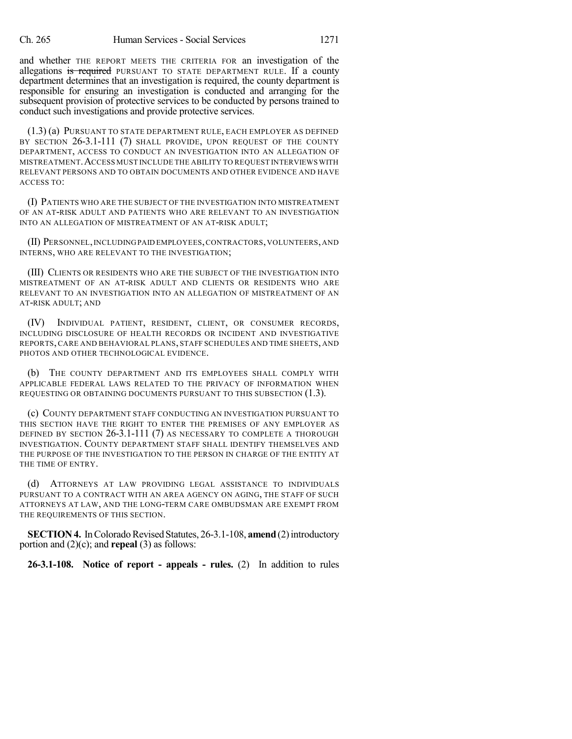and whether THE REPORT MEETS THE CRITERIA FOR an investigation of the allegations ~~is required~~ PURSUANT TO STATE DEPARTMENT RULE. If a county department determines that an investigation is required, the county department is responsible for ensuring an investigation is conducted and arranging for the subsequent provision of protective services to be conducted by persons trained to conduct such investigations and provide protective services.

(1.3) (a) PURSUANT TO STATE DEPARTMENT RULE, EACH EMPLOYER AS DEFINED BY SECTION 26-3.1-111 (7) SHALL PROVIDE, UPON REQUEST OF THE COUNTY DEPARTMENT, ACCESS TO CONDUCT AN INVESTIGATION INTO AN ALLEGATION OF MISTREATMENT. ACCESS MUST INCLUDE THE ABILITY TO REQUEST INTERVIEWS WITH RELEVANT PERSONS AND TO OBTAIN DOCUMENTS AND OTHER EVIDENCE AND HAVE ACCESS TO:

(I) PATIENTS WHO ARE THE SUBJECT OF THE INVESTIGATION INTO MISTREATMENT OF AN AT-RISK ADULT AND PATIENTS WHO ARE RELEVANT TO AN INVESTIGATION INTO AN ALLEGATION OF MISTREATMENT OF AN AT-RISK ADULT;

(II) PERSONNEL, INCLUDING PAID EMPLOYEES, CONTRACTORS, VOLUNTEERS, AND INTERNS, WHO ARE RELEVANT TO THE INVESTIGATION;

(III) CLIENTS OR RESIDENTS WHO ARE THE SUBJECT OF THE INVESTIGATION INTO MISTREATMENT OF AN AT-RISK ADULT AND CLIENTS OR RESIDENTS WHO ARE RELEVANT TO AN INVESTIGATION INTO AN ALLEGATION OF MISTREATMENT OF AN AT-RISK ADULT; AND

(IV) INDIVIDUAL PATIENT, RESIDENT, CLIENT, OR CONSUMER RECORDS, INCLUDING DISCLOSURE OF HEALTH RECORDS OR INCIDENT AND INVESTIGATIVE REPORTS, CARE AND BEHAVIORAL PLANS, STAFF SCHEDULES AND TIME SHEETS, AND PHOTOS AND OTHER TECHNOLOGICAL EVIDENCE.

(b) THE COUNTY DEPARTMENT AND ITS EMPLOYEES SHALL COMPLY WITH APPLICABLE FEDERAL LAWS RELATED TO THE PRIVACY OF INFORMATION WHEN REQUESTING OR OBTAINING DOCUMENTS PURSUANT TO THIS SUBSECTION (1.3).

(c) COUNTY DEPARTMENT STAFF CONDUCTING AN INVESTIGATION PURSUANT TO THIS SECTION HAVE THE RIGHT TO ENTER THE PREMISES OF ANY EMPLOYER AS DEFINED BY SECTION 26-3.1-111 (7) AS NECESSARY TO COMPLETE A THOROUGH INVESTIGATION. COUNTY DEPARTMENT STAFF SHALL IDENTIFY THEMSELVES AND THE PURPOSE OF THE INVESTIGATION TO THE PERSON IN CHARGE OF THE ENTITY AT THE TIME OF ENTRY.

(d) ATTORNEYS AT LAW PROVIDING LEGAL ASSISTANCE TO INDIVIDUALS PURSUANT TO A CONTRACT WITH AN AREA AGENCY ON AGING, THE STAFF OF SUCH ATTORNEYS AT LAW, AND THE LONG-TERM CARE OMBUDSMAN ARE EXEMPT FROM THE REQUIREMENTS OF THIS SECTION.

**SECTION 4.** In Colorado Revised Statutes, 26-3.1-108, **amend** (2) introductory portion and (2)(c); and **repeal** (3) as follows:

**26-3.1-108. Notice of report - appeals - rules.** (2) In addition to rules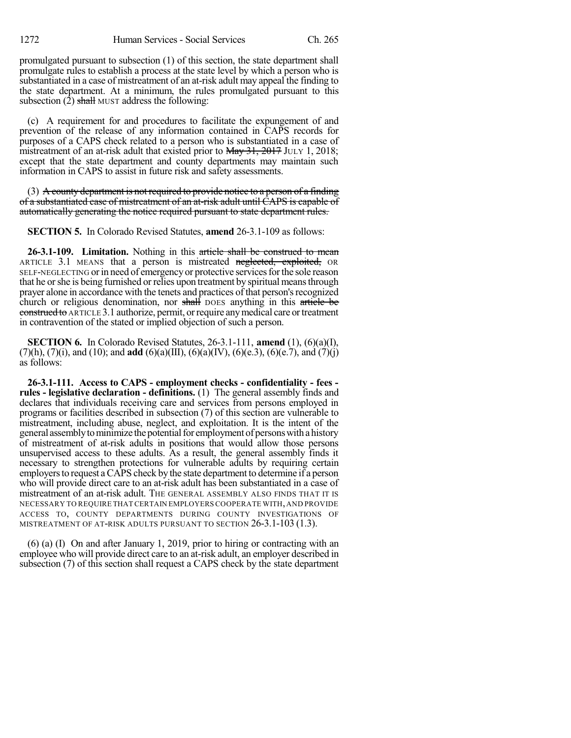promulgated pursuant to subsection (1) of this section, the state department shall promulgate rules to establish a process at the state level by which a person who is substantiated in a case of mistreatment of an at-risk adult may appeal the finding to the state department. At a minimum, the rules promulgated pursuant to this subsection (2) ~~shall~~ MUST address the following:

(c) A requirement for and procedures to facilitate the expungement of and prevention of the release of any information contained in CAPS records for purposes of a CAPS check related to a person who is substantiated in a case of mistreatment of an at-risk adult that existed prior to ~~May 31, 2017~~ JULY 1, 2018; except that the state department and county departments may maintain such information in CAPS to assist in future risk and safety assessments.

(3) ~~A county department is not required to provide notice to a person of a finding of a substantiated case of mistreatment of an at-risk adult until CAPS is capable of automatically generating the notice required pursuant to state department rules.~~

**SECTION 5.** In Colorado Revised Statutes, **amend** 26-3.1-109 as follows:

**26-3.1-109. Limitation.** Nothing in this ~~article shall be construed to mean~~ ARTICLE 3.1 MEANS that a person is mistreated ~~neglected, exploited,~~ OR SELF-NEGLECTING or in need of emergency or protective services for the sole reason that he or she is being furnished or relies upon treatment by spiritual means through prayer alone in accordance with the tenets and practices of that person's recognized church or religious denomination, nor ~~shall~~ DOES anything in this ~~article be construed to~~ ARTICLE 3.1 authorize, permit, or require any medical care or treatment in contravention of the stated or implied objection of such a person.

**SECTION 6.** In Colorado Revised Statutes, 26-3.1-111, **amend** (1), (6)(a)(I), (7)(h), (7)(i), and (10); and **add** (6)(a)(III), (6)(a)(IV), (6)(e.3), (6)(e.7), and (7)(j) as follows:

**26-3.1-111. Access to CAPS - employment checks - confidentiality - fees - rules - legislative declaration - definitions.** (1) The general assembly finds and declares that individuals receiving care and services from persons employed in programs or facilities described in subsection (7) of this section are vulnerable to mistreatment, including abuse, neglect, and exploitation. It is the intent of the general assembly to minimize the potential for employment of persons with a history of mistreatment of at-risk adults in positions that would allow those persons unsupervised access to these adults. As a result, the general assembly finds it necessary to strengthen protections for vulnerable adults by requiring certain employers to request a CAPS check by the state department to determine if a person who will provide direct care to an at-risk adult has been substantiated in a case of mistreatment of an at-risk adult. THE GENERAL ASSEMBLY ALSO FINDS THAT IT IS NECESSARY TO REQUIRE THAT CERTAIN EMPLOYERS COOPERATE WITH, AND PROVIDE ACCESS TO, COUNTY DEPARTMENTS DURING COUNTY INVESTIGATIONS OF MISTREATMENT OF AT-RISK ADULTS PURSUANT TO SECTION 26-3.1-103 (1.3).

(6) (a) (I) On and after January 1, 2019, prior to hiring or contracting with an employee who will provide direct care to an at-risk adult, an employer described in subsection (7) of this section shall request a CAPS check by the state department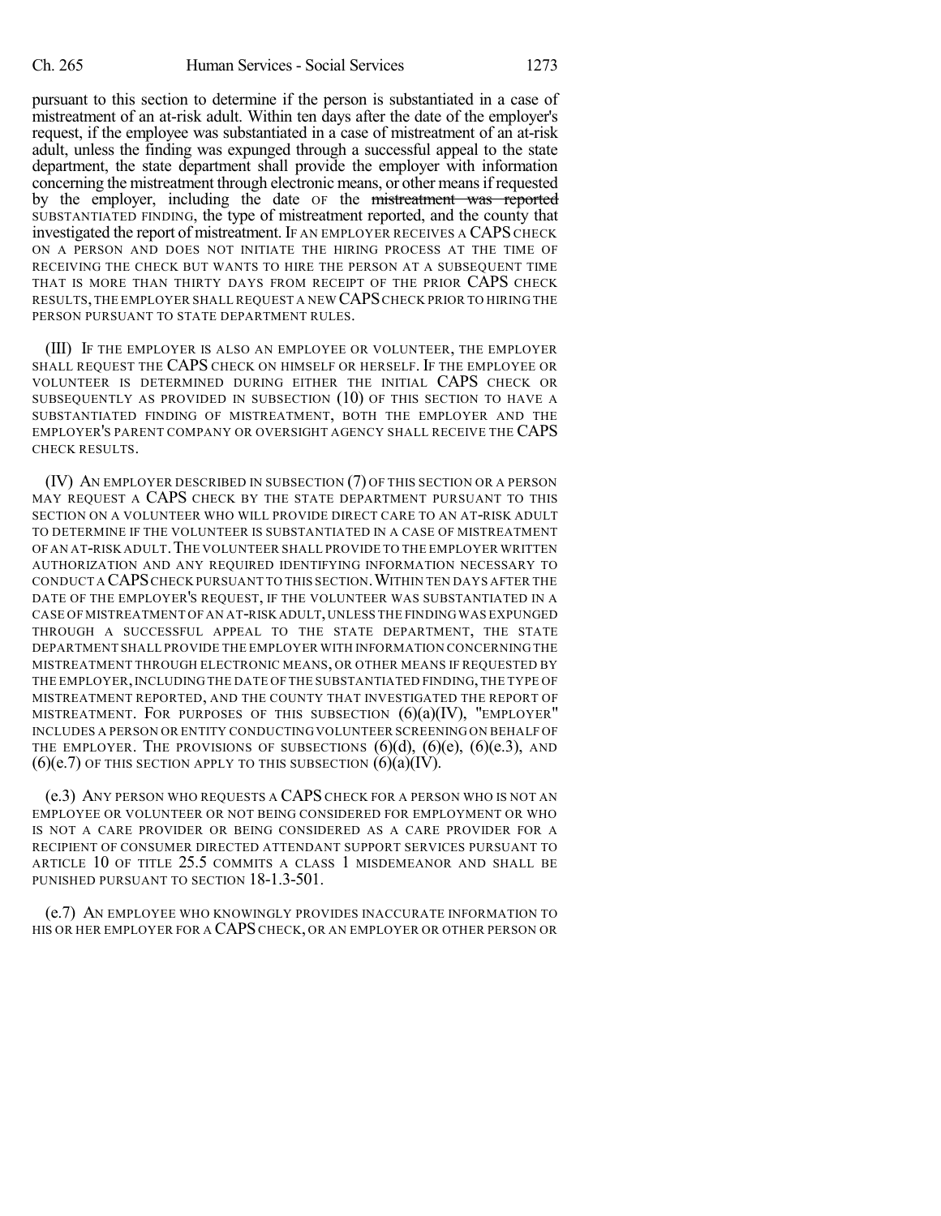pursuant to this section to determine if the person is substantiated in a case of mistreatment of an at-risk adult. Within ten days after the date of the employer's request, if the employee was substantiated in a case of mistreatment of an at-risk adult, unless the finding was expunged through a successful appeal to the state department, the state department shall provide the employer with information concerning the mistreatment through electronic means, or other means if requested by the employer, including the date OF the ~~mistreatment was reported~~ SUBSTANTIATED FINDING, the type of mistreatment reported, and the county that investigated the report of mistreatment. IF AN EMPLOYER RECEIVES A CAPS CHECK ON A PERSON AND DOES NOT INITIATE THE HIRING PROCESS AT THE TIME OF RECEIVING THE CHECK BUT WANTS TO HIRE THE PERSON AT A SUBSEQUENT TIME THAT IS MORE THAN THIRTY DAYS FROM RECEIPT OF THE PRIOR CAPS CHECK RESULTS, THE EMPLOYER SHALL REQUEST A NEW CAPS CHECK PRIOR TO HIRING THE PERSON PURSUANT TO STATE DEPARTMENT RULES.

(III) IF THE EMPLOYER IS ALSO AN EMPLOYEE OR VOLUNTEER, THE EMPLOYER SHALL REQUEST THE CAPS CHECK ON HIMSELF OR HERSELF. IF THE EMPLOYEE OR VOLUNTEER IS DETERMINED DURING EITHER THE INITIAL CAPS CHECK OR SUBSEQUENTLY AS PROVIDED IN SUBSECTION (10) OF THIS SECTION TO HAVE A SUBSTANTIATED FINDING OF MISTREATMENT, BOTH THE EMPLOYER AND THE EMPLOYER'S PARENT COMPANY OR OVERSIGHT AGENCY SHALL RECEIVE THE CAPS CHECK RESULTS.

(IV) AN EMPLOYER DESCRIBED IN SUBSECTION (7) OF THIS SECTION OR A PERSON MAY REQUEST A CAPS CHECK BY THE STATE DEPARTMENT PURSUANT TO THIS SECTION ON A VOLUNTEER WHO WILL PROVIDE DIRECT CARE TO AN AT-RISK ADULT TO DETERMINE IF THE VOLUNTEER IS SUBSTANTIATED IN A CASE OF MISTREATMENT OF AN AT-RISK ADULT. THE VOLUNTEER SHALL PROVIDE TO THE EMPLOYER WRITTEN AUTHORIZATION AND ANY REQUIRED IDENTIFYING INFORMATION NECESSARY TO CONDUCT A CAPS CHECK PURSUANT TO THIS SECTION. WITHIN TEN DAYS AFTER THE DATE OF THE EMPLOYER'S REQUEST, IF THE VOLUNTEER WAS SUBSTANTIATED IN A CASE OF MISTREATMENT OF AN AT-RISK ADULT, UNLESS THE FINDING WAS EXPUNGED THROUGH A SUCCESSFUL APPEAL TO THE STATE DEPARTMENT, THE STATE DEPARTMENT SHALL PROVIDE THE EMPLOYER WITH INFORMATION CONCERNING THE MISTREATMENT THROUGH ELECTRONIC MEANS, OR OTHER MEANS IF REQUESTED BY THE EMPLOYER, INCLUDING THE DATE OF THE SUBSTANTIATED FINDING, THE TYPE OF MISTREATMENT REPORTED, AND THE COUNTY THAT INVESTIGATED THE REPORT OF MISTREATMENT. FOR PURPOSES OF THIS SUBSECTION (6)(a)(IV), "EMPLOYER" INCLUDES A PERSON OR ENTITY CONDUCTING VOLUNTEER SCREENING ON BEHALF OF THE EMPLOYER. THE PROVISIONS OF SUBSECTIONS (6)(d), (6)(e), (6)(e.3), AND (6)(e.7) OF THIS SECTION APPLY TO THIS SUBSECTION (6)(a)(IV).

(e.3) ANY PERSON WHO REQUESTS A CAPS CHECK FOR A PERSON WHO IS NOT AN EMPLOYEE OR VOLUNTEER OR NOT BEING CONSIDERED FOR EMPLOYMENT OR WHO IS NOT A CARE PROVIDER OR BEING CONSIDERED AS A CARE PROVIDER FOR A RECIPIENT OF CONSUMER DIRECTED ATTENDANT SUPPORT SERVICES PURSUANT TO ARTICLE 10 OF TITLE 25.5 COMMITS A CLASS 1 MISDEMEANOR AND SHALL BE PUNISHED PURSUANT TO SECTION 18-1.3-501.

(e.7) AN EMPLOYEE WHO KNOWINGLY PROVIDES INACCURATE INFORMATION TO HIS OR HER EMPLOYER FOR A CAPS CHECK, OR AN EMPLOYER OR OTHER PERSON OR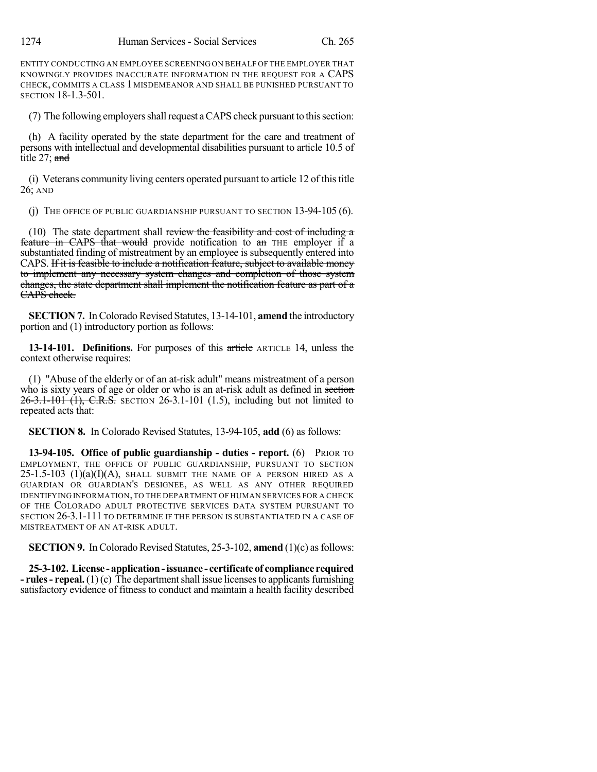ENTITY CONDUCTING AN EMPLOYEE SCREENING ON BEHALF OF THE EMPLOYER THAT KNOWINGLY PROVIDES INACCURATE INFORMATION IN THE REQUEST FOR A CAPS CHECK, COMMITS A CLASS 1 MISDEMEANOR AND SHALL BE PUNISHED PURSUANT TO SECTION 18-1.3-501.

(7) The following employers shall request a CAPS check pursuant to this section:

(h) A facility operated by the state department for the care and treatment of persons with intellectual and developmental disabilities pursuant to article 10.5 of title 27; ~~and~~

(i) Veterans community living centers operated pursuant to article 12 of this title 26; AND

(j) THE OFFICE OF PUBLIC GUARDIANSHIP PURSUANT TO SECTION 13-94-105 (6).

(10) The state department shall ~~review the feasibility and cost of including a feature in CAPS that would~~ provide notification to ~~an~~ THE employer if a substantiated finding of mistreatment by an employee is subsequently entered into CAPS. ~~If it is feasible to include a notification feature, subject to available money to implement any necessary system changes and completion of those system changes, the state department shall implement the notification feature as part of a CAPS check.~~

**SECTION 7.** In Colorado Revised Statutes, 13-14-101, **amend** the introductory portion and (1) introductory portion as follows:

**13-14-101. Definitions.** For purposes of this ~~article~~ ARTICLE 14, unless the context otherwise requires:

(1) "Abuse of the elderly or of an at-risk adult" means mistreatment of a person who is sixty years of age or older or who is an at-risk adult as defined in ~~section 26-3.1-101 (1), C.R.S.~~ SECTION 26-3.1-101 (1.5), including but not limited to repeated acts that:

**SECTION 8.** In Colorado Revised Statutes, 13-94-105, **add** (6) as follows:

**13-94-105. Office of public guardianship - duties - report.** (6) PRIOR TO EMPLOYMENT, THE OFFICE OF PUBLIC GUARDIANSHIP, PURSUANT TO SECTION 25-1.5-103 (1)(a)(I)(A), SHALL SUBMIT THE NAME OF A PERSON HIRED AS A GUARDIAN OR GUARDIAN'S DESIGNEE, AS WELL AS ANY OTHER REQUIRED IDENTIFYING INFORMATION, TO THE DEPARTMENT OF HUMAN SERVICES FOR A CHECK OF THE COLORADO ADULT PROTECTIVE SERVICES DATA SYSTEM PURSUANT TO SECTION 26-3.1-111 TO DETERMINE IF THE PERSON IS SUBSTANTIATED IN A CASE OF MISTREATMENT OF AN AT-RISK ADULT.

**SECTION 9.** In Colorado Revised Statutes, 25-3-102, **amend** (1)(c) as follows:

**25-3-102. License - application - issuance - certificate of compliance required - rules - repeal.** (1) (c) The department shall issue licenses to applicants furnishing satisfactory evidence of fitness to conduct and maintain a health facility described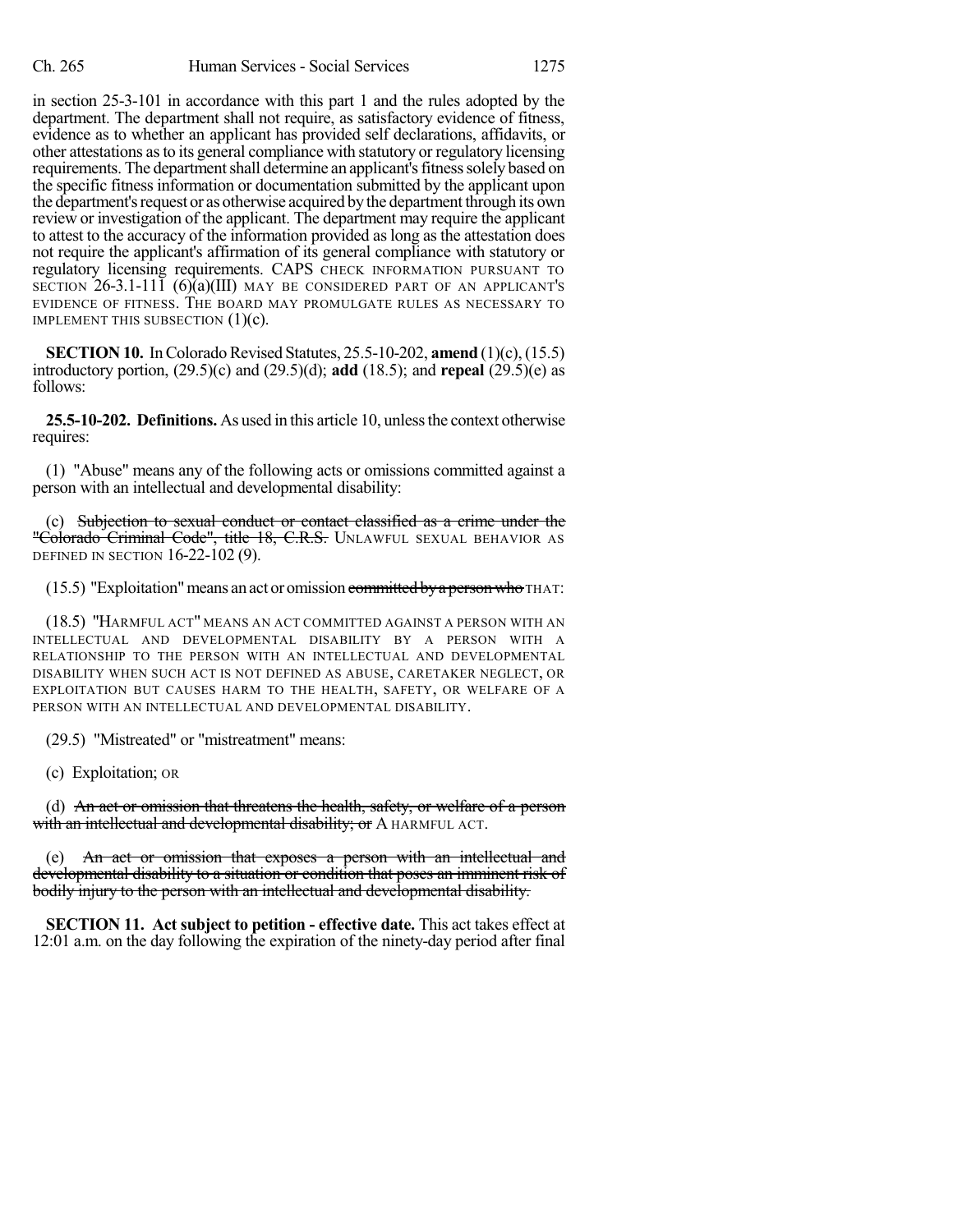in section 25-3-101 in accordance with this part 1 and the rules adopted by the department. The department shall not require, as satisfactory evidence of fitness, evidence as to whether an applicant has provided self declarations, affidavits, or other attestations as to its general compliance with statutory or regulatory licensing requirements. The department shall determine an applicant's fitness solely based on the specific fitness information or documentation submitted by the applicant upon the department's request or as otherwise acquired by the department through its own review or investigation of the applicant. The department may require the applicant to attest to the accuracy of the information provided as long as the attestation does not require the applicant's affirmation of its general compliance with statutory or regulatory licensing requirements. CAPS CHECK INFORMATION PURSUANT TO SECTION 26-3.1-111 (6)(a)(III) MAY BE CONSIDERED PART OF AN APPLICANT'S EVIDENCE OF FITNESS. THE BOARD MAY PROMULGATE RULES AS NECESSARY TO IMPLEMENT THIS SUBSECTION (1)(c).

**SECTION 10.** In Colorado Revised Statutes, 25.5-10-202, **amend** (1)(c), (15.5) introductory portion, (29.5)(c) and (29.5)(d); **add** (18.5); and **repeal** (29.5)(e) as follows:

**25.5-10-202. Definitions.** As used in this article 10, unless the context otherwise requires:

(1) "Abuse" means any of the following acts or omissions committed against a person with an intellectual and developmental disability:

(c) ~~Subjection to sexual conduct or contact classified as a crime under the "Colorado Criminal Code", title 18, C.R.S.~~ UNLAWFUL SEXUAL BEHAVIOR AS DEFINED IN SECTION 16-22-102 (9).

(15.5) "Exploitation" means an act or omission ~~committed by a person who~~ THAT:

(18.5) "HARMFUL ACT" MEANS AN ACT COMMITTED AGAINST A PERSON WITH AN INTELLECTUAL AND DEVELOPMENTAL DISABILITY BY A PERSON WITH A RELATIONSHIP TO THE PERSON WITH AN INTELLECTUAL AND DEVELOPMENTAL DISABILITY WHEN SUCH ACT IS NOT DEFINED AS ABUSE, CARETAKER NEGLECT, OR EXPLOITATION BUT CAUSES HARM TO THE HEALTH, SAFETY, OR WELFARE OF A PERSON WITH AN INTELLECTUAL AND DEVELOPMENTAL DISABILITY.

(29.5) "Mistreated" or "mistreatment" means:

(c) Exploitation; OR

(d) ~~An act or omission that threatens the health, safety, or welfare of a person with an intellectual and developmental disability; or~~ A HARMFUL ACT.

(e) ~~An act or omission that exposes a person with an intellectual and developmental disability to a situation or condition that poses an imminent risk of bodily injury to the person with an intellectual and developmental disability.~~

**SECTION 11. Act subject to petition - effective date.** This act takes effect at 12:01 a.m. on the day following the expiration of the ninety-day period after final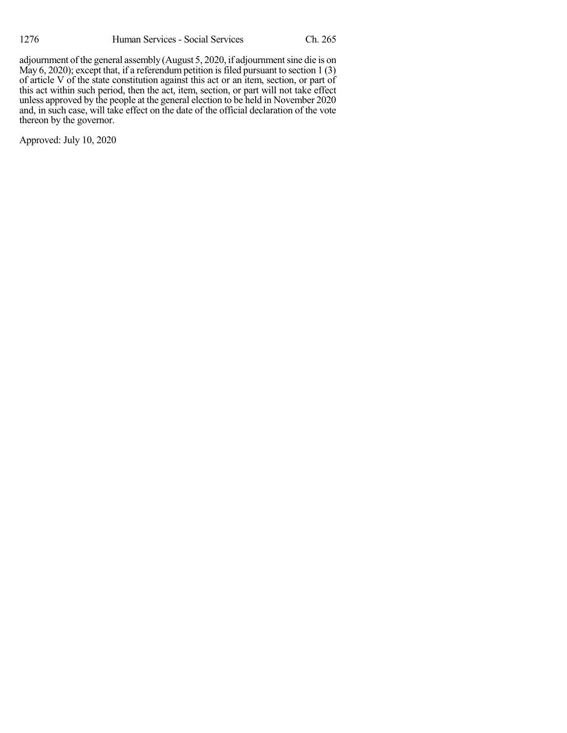adjournment of the general assembly (August 5, 2020, if adjournment sine die is on May 6, 2020); except that, if a referendum petition is filed pursuant to section 1 (3) of article V of the state constitution against this act or an item, section, or part of this act within such period, then the act, item, section, or part will not take effect unless approved by the people at the general election to be held in November 2020 and, in such case, will take effect on the date of the official declaration of the vote thereon by the governor.

Approved: July 10, 2020